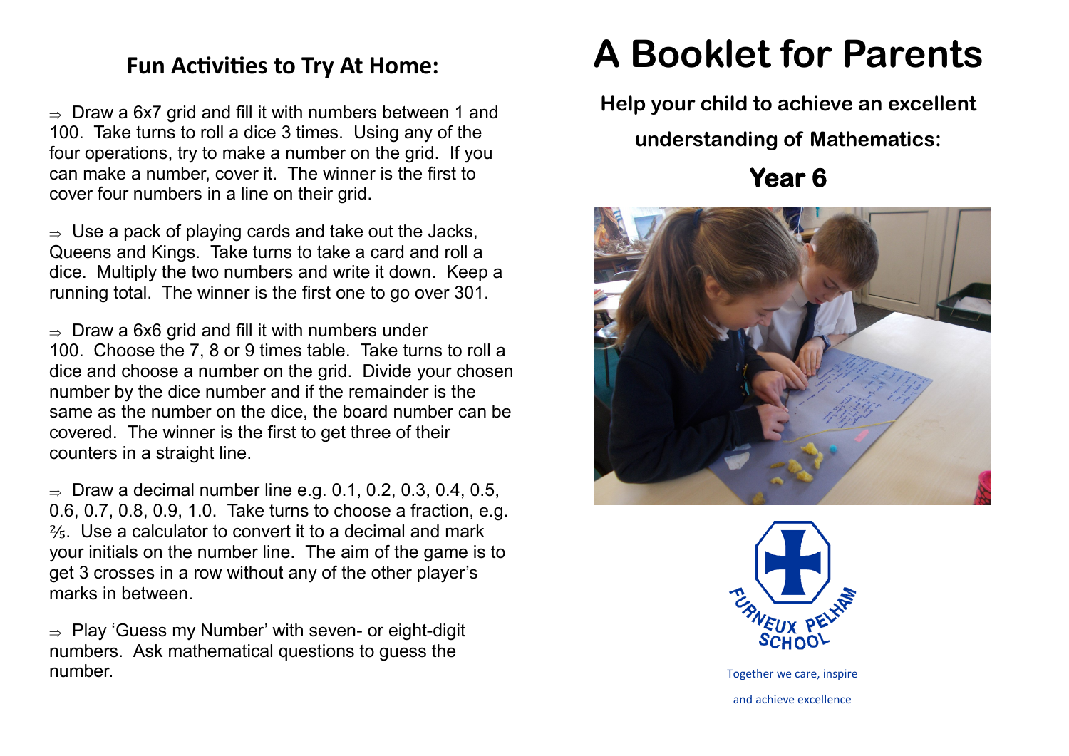## Fun Activities to Try At Home:

- ⇒ Draw a 6x7 grid and fill it with numbers between 1 and 100. Take turns to roll a dice 3 times. Using any of the four operations, try to make a number on the grid. If you can make a number, cover it. The winner is the first to cover four numbers in a line on their grid.

- ⇒ Use a pack of playing cards and take out the Jacks, Queens and Kings. Take turns to take a card and roll a dice. Multiply the two numbers and write it down. Keep a running total. The winner is the first one to go over 301.

- ⇒ Draw a 6x6 grid and fill it with numbers under 100. Choose the 7, 8 or 9 times table. Take turns to roll a dice and choose a number on the grid. Divide your chosen number by the dice number and if the remainder is the same as the number on the dice, the board number can be covered. The winner is the first to get three of their counters in a straight line.

- ⇒ Draw a decimal number line e.g. 0.1, 0.2, 0.3, 0.4, 0.5, 0.6, 0.7, 0.8, 0.9, 1.0. Take turns to choose a fraction, e.g. $\frac{2}{5}$. Use a calculator to convert it to a decimal and mark your initials on the number line. The aim of the game is to get 3 crosses in a row without any of the other player's marks in between.

- ⇒ Play 'Guess my Number' with seven- or eight-digit numbers. Ask mathematical questions to guess the number.

# A Booklet for Parents

**Help your child to achieve an excellent understanding of Mathematics:**

## Year 6

FURNEUX PELHAM SCHOOL

Together we care, inspire and achieve excellence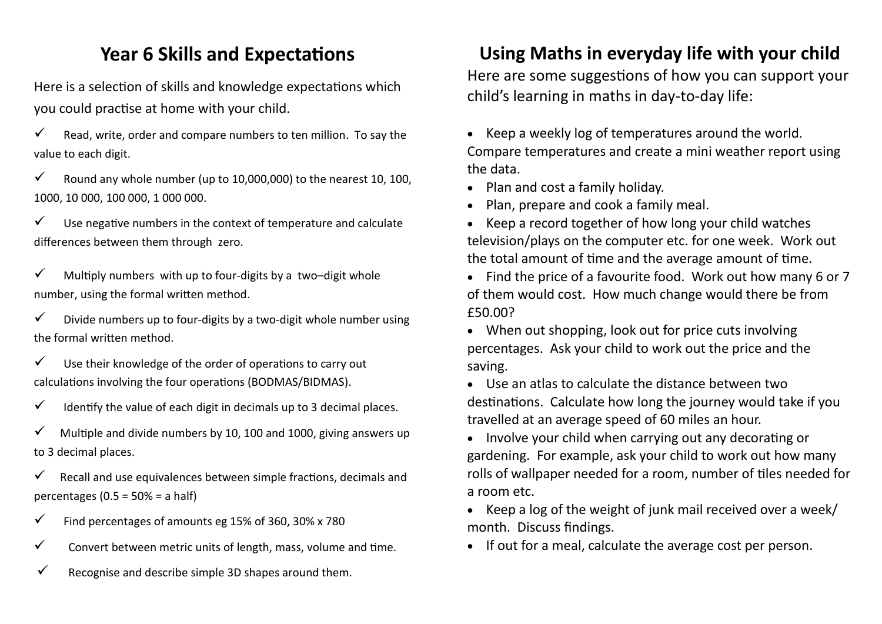## Year 6 Skills and Expectations

Here is a selection of skills and knowledge expectations which you could practise at home with your child.

- ✓ Read, write, order and compare numbers to ten million. To say the value to each digit.
- ✓ Round any whole number (up to 10,000,000) to the nearest 10, 100, 1000, 10 000, 100 000, 1 000 000.
- ✓ Use negative numbers in the context of temperature and calculate differences between them through zero.
- ✓ Multiply numbers with up to four-digits by a two–digit whole number, using the formal written method.
- ✓ Divide numbers up to four-digits by a two-digit whole number using the formal written method.
- ✓ Use their knowledge of the order of operations to carry out calculations involving the four operations (BODMAS/BIDMAS).
- ✓ Identify the value of each digit in decimals up to 3 decimal places.
- ✓ Multiple and divide numbers by 10, 100 and 1000, giving answers up to 3 decimal places.
- ✓ Recall and use equivalences between simple fractions, decimals and percentages (0.5 = 50% = a half)
- ✓ Find percentages of amounts eg 15% of 360, 30% x 780
- ✓ Convert between metric units of length, mass, volume and time.
- ✓ Recognise and describe simple 3D shapes around them.

## Using Maths in everyday life with your child

Here are some suggestions of how you can support your child's learning in maths in day-to-day life:

- Keep a weekly log of temperatures around the world. Compare temperatures and create a mini weather report using the data.
- Plan and cost a family holiday.
- Plan, prepare and cook a family meal.
- Keep a record together of how long your child watches television/plays on the computer etc. for one week. Work out the total amount of time and the average amount of time.
- Find the price of a favourite food. Work out how many 6 or 7 of them would cost. How much change would there be from £50.00?
- When out shopping, look out for price cuts involving percentages. Ask your child to work out the price and the saving.
- Use an atlas to calculate the distance between two destinations. Calculate how long the journey would take if you travelled at an average speed of 60 miles an hour.
- Involve your child when carrying out any decorating or gardening. For example, ask your child to work out how many rolls of wallpaper needed for a room, number of tiles needed for a room etc.
- Keep a log of the weight of junk mail received over a week/ month. Discuss findings.
- If out for a meal, calculate the average cost per person.